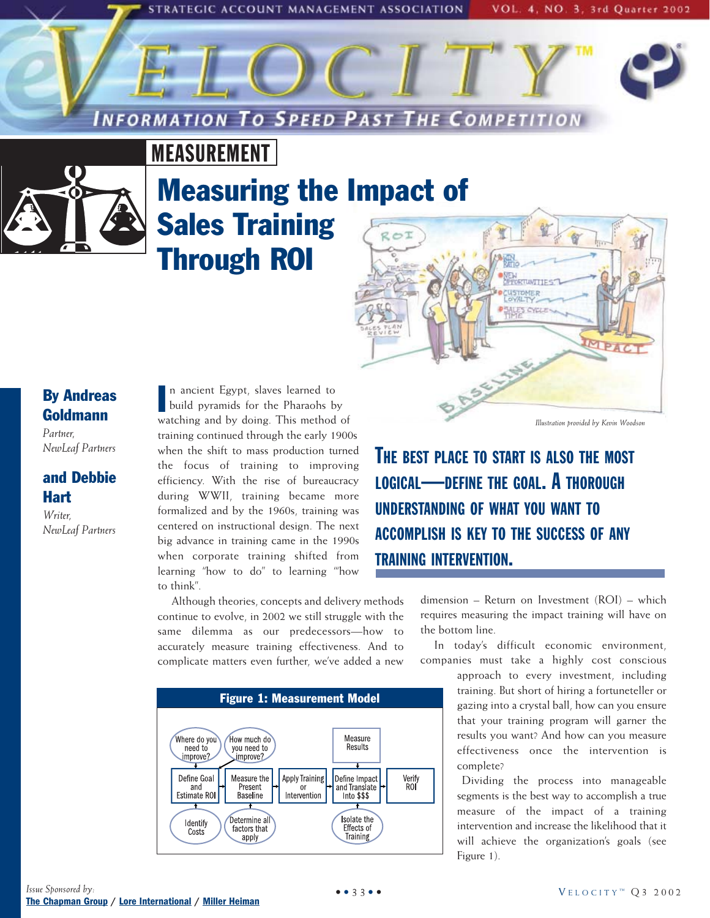MEASUREMENT

# Measuring the Impact of Sales Training Through ROI

Illustration provided by Kevin Woodson

**By Andreas Goldmann**
*Partner, NewLeaf Partners*

**and Debbie Hart**
*Writer, NewLeaf Partners*

In ancient Egypt, slaves learned to build pyramids for the Pharaohs by watching and by doing. This method of training continued through the early 1900s when the shift to mass production turned the focus of training to improving efficiency. With the rise of bureaucracy during WWII, training became more formalized and by the 1960s, training was centered on instructional design. The next big advance in training came in the 1990s when corporate training shifted from learning "how to do" to learning "how to think".

Although theories, concepts and delivery methods continue to evolve, in 2002 we still struggle with the same dilemma as our predecessors—how to accurately measure training effectiveness. And to complicate matters even further, we've added a new dimension – Return on Investment (ROI) – which requires measuring the impact training will have on the bottom line.

**THE BEST PLACE TO START IS ALSO THE MOST LOGICAL—DEFINE THE GOAL. A THOROUGH UNDERSTANDING OF WHAT YOU WANT TO ACCOMPLISH IS KEY TO THE SUCCESS OF ANY TRAINING INTERVENTION.**

In today's difficult economic environment, companies must take a highly cost conscious approach to every investment, including training. But short of hiring a fortuneteller or gazing into a crystal ball, how can you ensure that your training program will garner the results you want? And how can you measure effectiveness once the intervention is complete?

Dividing the process into manageable segments is the best way to accomplish a true measure of the impact of a training intervention and increase the likelihood that it will achieve the organization's goals (see Figure 1).

**Figure 1: Measurement Model**

Define Goal and Estimate ROI → Measure the Present Baseline → Apply Training or Intervention → Define Impact and Translate Into $$$ → Verify ROI

- Where do you need to improve? → Define Goal and Estimate ROI
- Identify Costs → Define Goal and Estimate ROI
- How much do you need to improve? → Measure the Present Baseline
- Determine all factors that apply → Measure the Present Baseline
- Measure Results → Define Impact and Translate Into $$$
- Isolate the Effects of Training → Define Impact and Translate Into $$$

Issue Sponsored by: The Chapman Group / Lore International / Miller Heiman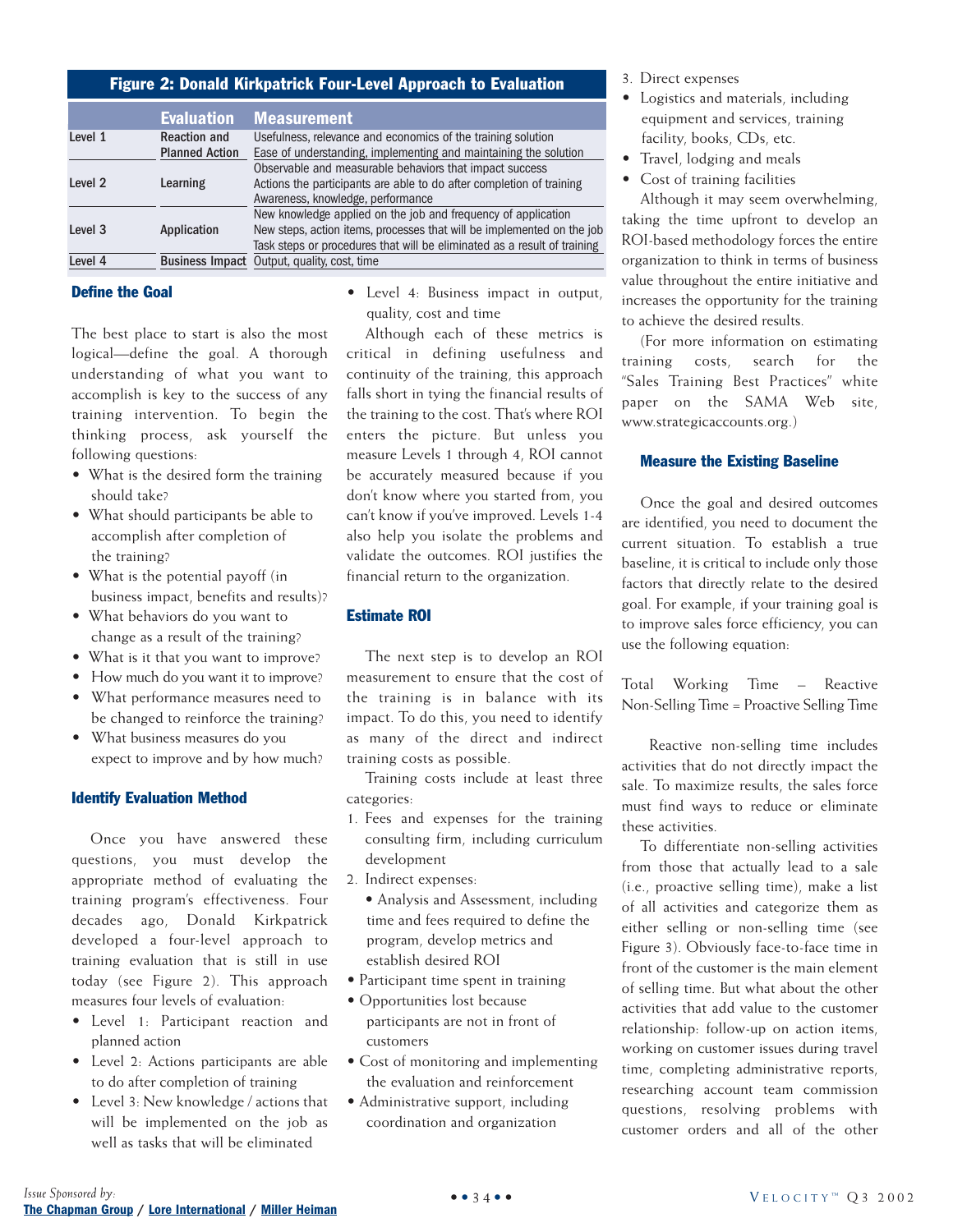**Figure 2: Donald Kirkpatrick Four-Level Approach to Evaluation**

| | Evaluation | Measurement |
|---|---|---|
| Level 1 | Reaction and Planned Action | Usefulness, relevance and economics of the training solution<br>Ease of understanding, implementing and maintaining the solution |
| Level 2 | Learning | Observable and measurable behaviors that impact success<br>Actions the participants are able to do after completion of training<br>Awareness, knowledge, performance |
| Level 3 | Application | New knowledge applied on the job and frequency of application<br>New steps, action items, processes that will be implemented on the job<br>Task steps or procedures that will be eliminated as a result of training |
| Level 4 | Business Impact | Output, quality, cost, time |

### Define the Goal

The best place to start is also the most logical—define the goal. A thorough understanding of what you want to accomplish is key to the success of any training intervention. To begin the thinking process, ask yourself the following questions:

- What is the desired form the training should take?
- What should participants be able to accomplish after completion of the training?
- What is the potential payoff (in business impact, benefits and results)?
- What behaviors do you want to change as a result of the training?
- What is it that you want to improve?
- How much do you want it to improve?
- What performance measures need to be changed to reinforce the training?
- What business measures do you expect to improve and by how much?

### Identify Evaluation Method

Once you have answered these questions, you must develop the appropriate method of evaluating the training program's effectiveness. Four decades ago, Donald Kirkpatrick developed a four-level approach to training evaluation that is still in use today (see Figure 2). This approach measures four levels of evaluation:

- Level 1: Participant reaction and planned action
- Level 2: Actions participants are able to do after completion of training
- Level 3: New knowledge / actions that will be implemented on the job as well as tasks that will be eliminated
- Level 4: Business impact in output, quality, cost and time

Although each of these metrics is critical in defining usefulness and continuity of the training, this approach falls short in tying the financial results of the training to the cost. That's where ROI enters the picture. But unless you measure Levels 1 through 4, ROI cannot be accurately measured because if you don't know where you started from, you can't know if you've improved. Levels 1-4 also help you isolate the problems and validate the outcomes. ROI justifies the financial return to the organization.

### Estimate ROI

The next step is to develop an ROI measurement to ensure that the cost of the training is in balance with its impact. To do this, you need to identify as many of the direct and indirect training costs as possible.

Training costs include at least three categories:

1. Fees and expenses for the training consulting firm, including curriculum development
2. Indirect expenses:
   - Analysis and Assessment, including time and fees required to define the program, develop metrics and establish desired ROI
   - Participant time spent in training
   - Opportunities lost because participants are not in front of customers
   - Cost of monitoring and implementing the evaluation and reinforcement
   - Administrative support, including coordination and organization
3. Direct expenses
   - Logistics and materials, including equipment and services, training facility, books, CDs, etc.
   - Travel, lodging and meals
   - Cost of training facilities

Although it may seem overwhelming, taking the time upfront to develop an ROI-based methodology forces the entire organization to think in terms of business value throughout the entire initiative and increases the opportunity for the training to achieve the desired results.

(For more information on estimating training costs, search for the "Sales Training Best Practices" white paper on the SAMA Web site, www.strategicaccounts.org.)

### Measure the Existing Baseline

Once the goal and desired outcomes are identified, you need to document the current situation. To establish a true baseline, it is critical to include only those factors that directly relate to the desired goal. For example, if your training goal is to improve sales force efficiency, you can use the following equation:

Total Working Time – Reactive Non-Selling Time = Proactive Selling Time

Reactive non-selling time includes activities that do not directly impact the sale. To maximize results, the sales force must find ways to reduce or eliminate these activities.

To differentiate non-selling activities from those that actually lead to a sale (i.e., proactive selling time), make a list of all activities and categorize them as either selling or non-selling time (see Figure 3). Obviously face-to-face time in front of the customer is the main element of selling time. But what about the other activities that add value to the customer relationship: follow-up on action items, working on customer issues during travel time, completing administrative reports, researching account team commission questions, resolving problems with customer orders and all of the other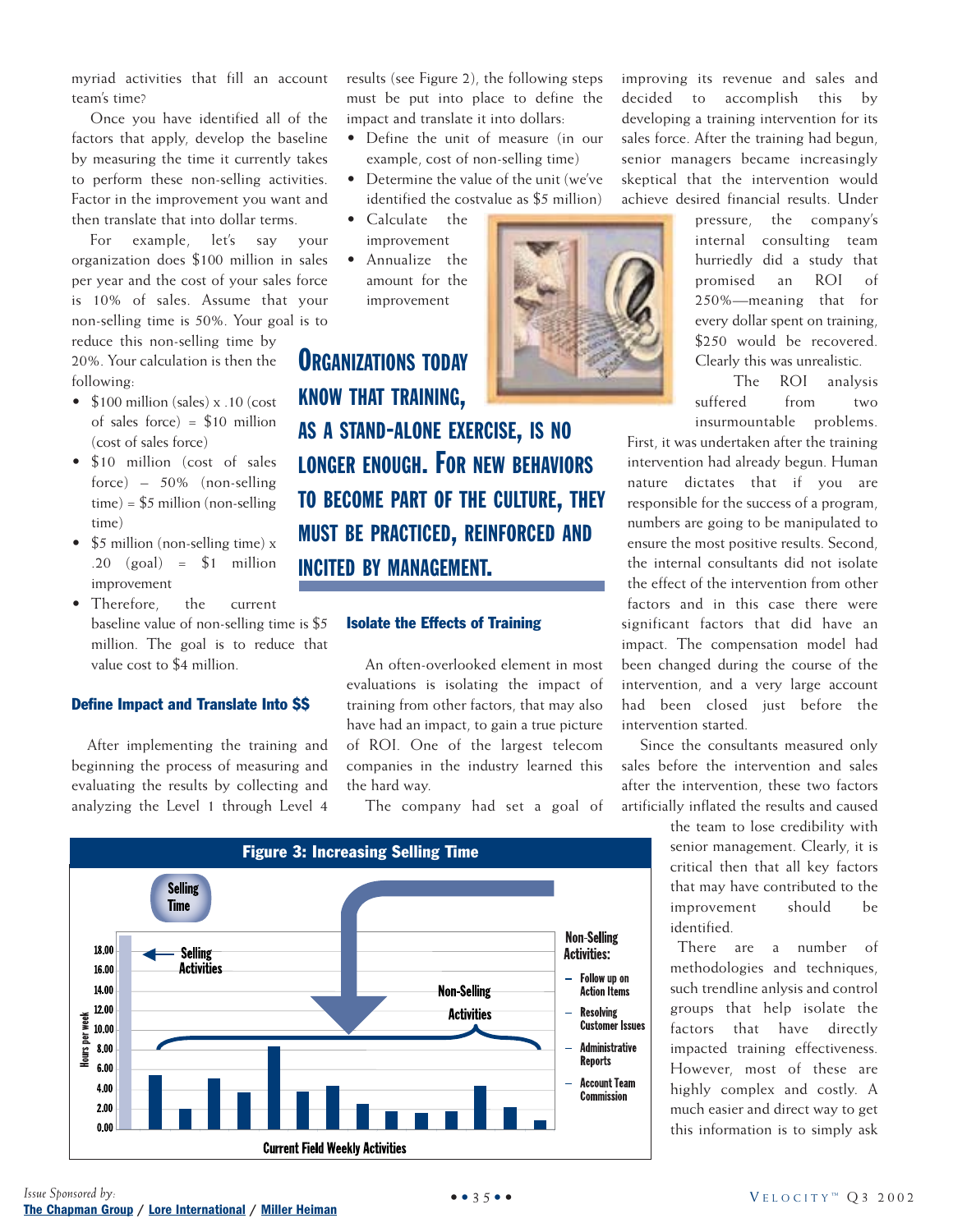myriad activities that fill an account team's time?

Once you have identified all of the factors that apply, develop the baseline by measuring the time it currently takes to perform these non-selling activities. Factor in the improvement you want and then translate that into dollar terms.

For example, let's say your organization does $100 million in sales per year and the cost of your sales force is 10% of sales. Assume that your non-selling time is 50%. Your goal is to reduce this non-selling time by 20%. Your calculation is then the following:

- $100 million (sales) x .10 (cost of sales force) = $10 million (cost of sales force)
- $10 million (cost of sales force) – 50% (non-selling time) = $5 million (non-selling time)
- $5 million (non-selling time) x .20 (goal) = $1 million improvement
- Therefore, the current baseline value of non-selling time is $5 million. The goal is to reduce that value cost to $4 million.

### Define Impact and Translate Into $$

After implementing the training and beginning the process of measuring and evaluating the results by collecting and analyzing the Level 1 through Level 4 results (see Figure 2), the following steps must be put into place to define the impact and translate it into dollars:

- Define the unit of measure (in our example, cost of non-selling time)
- Determine the value of the unit (we've identified the costvalue as $5 million)
- Calculate the improvement
- Annualize the amount for the improvement

**ORGANIZATIONS TODAY KNOW THAT TRAINING, AS A STAND-ALONE EXERCISE, IS NO LONGER ENOUGH. FOR NEW BEHAVIORS TO BECOME PART OF THE CULTURE, THEY MUST BE PRACTICED, REINFORCED AND INCITED BY MANAGEMENT.**

### Isolate the Effects of Training

An often-overlooked element in most evaluations is isolating the impact of training from other factors, that may also have had an impact, to gain a true picture of ROI. One of the largest telecom companies in the industry learned this the hard way.

The company had set a goal of improving its revenue and sales and decided to accomplish this by developing a training intervention for its sales force. After the training had begun, senior managers became increasingly skeptical that the intervention would achieve desired financial results. Under pressure, the company's internal consulting team hurriedly did a study that promised an ROI of 250%—meaning that for every dollar spent on training, $250 would be recovered. Clearly this was unrealistic.

The ROI analysis suffered from two insurmountable problems. First, it was undertaken after the training intervention had already begun. Human nature dictates that if you are responsible for the success of a program, numbers are going to be manipulated to ensure the most positive results. Second, the internal consultants did not isolate the effect of the intervention from other factors and in this case there were significant factors that did have an impact. The compensation model had been changed during the course of the intervention, and a very large account had been closed just before the intervention started.

Since the consultants measured only sales before the intervention and sales after the intervention, these two factors artificially inflated the results and caused the team to lose credibility with senior management. Clearly, it is critical then that all key factors that may have contributed to the improvement should be identified.

There are a number of methodologies and techniques, such trendline anlysis and control groups that help isolate the factors that have directly impacted training effectiveness. However, most of these are highly complex and costly. A much easier and direct way to get this information is to simply ask

**Figure 3: Increasing Selling Time**

Selling Time

Selling Activities

Non-Selling Activities

Non-Selling Activities:
- Follow up on Action Items
- Resolving Customer Issues
- Administrative Reports
- Account Team Commission

Hours per week (0.00–18.00)

Current Field Weekly Activities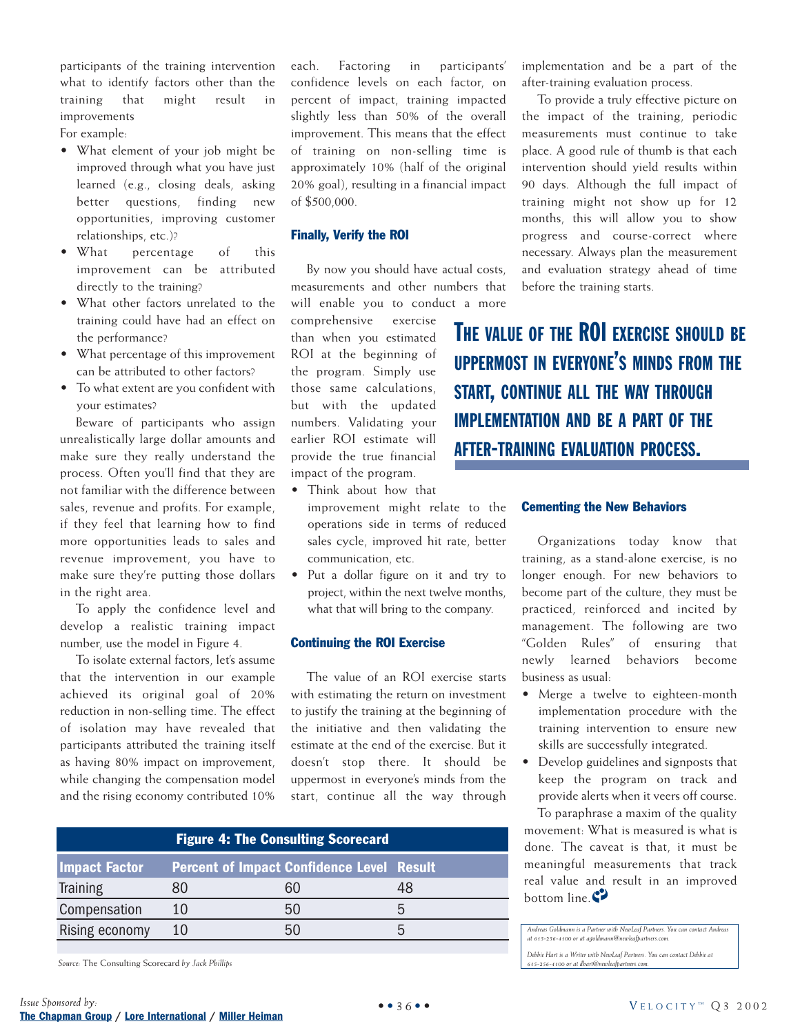participants of the training intervention what to identify factors other than the training that might result in improvements

For example:

- What element of your job might be improved through what you have just learned (e.g., closing deals, asking better questions, finding new opportunities, improving customer relationships, etc.)?
- What percentage of this improvement can be attributed directly to the training?
- What other factors unrelated to the training could have had an effect on the performance?
- What percentage of this improvement can be attributed to other factors?
- To what extent are you confident with your estimates?

Beware of participants who assign unrealistically large dollar amounts and make sure they really understand the process. Often you'll find that they are not familiar with the difference between sales, revenue and profits. For example, if they feel that learning how to find more opportunities leads to sales and revenue improvement, you have to make sure they're putting those dollars in the right area.

To apply the confidence level and develop a realistic training impact number, use the model in Figure 4.

To isolate external factors, let's assume that the intervention in our example achieved its original goal of 20% reduction in non-selling time. The effect of isolation may have revealed that participants attributed the training itself as having 80% impact on improvement, while changing the compensation model and the rising economy contributed 10% each. Factoring in participants' confidence levels on each factor, on percent of impact, training impacted slightly less than 50% of the overall improvement. This means that the effect of training on non-selling time is approximately 10% (half of the original 20% goal), resulting in a financial impact of $500,000.

### Finally, Verify the ROI

By now you should have actual costs, measurements and other numbers that will enable you to conduct a more comprehensive exercise than when you estimated ROI at the beginning of the program. Simply use those same calculations, but with the updated numbers. Validating your earlier ROI estimate will provide the true financial impact of the program.

- Think about how that improvement might relate to the operations side in terms of reduced sales cycle, improved hit rate, better communication, etc.
- Put a dollar figure on it and try to project, within the next twelve months, what that will bring to the company.

### Continuing the ROI Exercise

The value of an ROI exercise starts with estimating the return on investment to justify the training at the beginning of the initiative and then validating the estimate at the end of the exercise. But it doesn't stop there. It should be uppermost in everyone's minds from the start, continue all the way through implementation and be a part of the after-training evaluation process.

To provide a truly effective picture on the impact of the training, periodic measurements must continue to take place. A good rule of thumb is that each intervention should yield results within 90 days. Although the full impact of training might not show up for 12 months, this will allow you to show progress and course-correct where necessary. Always plan the measurement and evaluation strategy ahead of time before the training starts.

**THE VALUE OF THE ROI EXERCISE SHOULD BE UPPERMOST IN EVERYONE'S MINDS FROM THE START, CONTINUE ALL THE WAY THROUGH IMPLEMENTATION AND BE A PART OF THE AFTER-TRAINING EVALUATION PROCESS.**

**Figure 4: The Consulting Scorecard**

| Impact Factor | Percent of Impact | Confidence Level | Result |
|---|---|---|---|
| Training | 80 | 60 | 48 |
| Compensation | 10 | 50 | 5 |
| Rising economy | 10 | 50 | 5 |

*Source:* The Consulting Scorecard *by Jack Phillips*

### Cementing the New Behaviors

Organizations today know that training, as a stand-alone exercise, is no longer enough. For new behaviors to become part of the culture, they must be practiced, reinforced and incited by management. The following are two "Golden Rules" of ensuring that newly learned behaviors become business as usual:

- Merge a twelve to eighteen-month implementation procedure with the training intervention to ensure new skills are successfully integrated.
- Develop guidelines and signposts that keep the program on track and provide alerts when it veers off course.

To paraphrase a maxim of the quality movement: What is measured is what is done. The caveat is that, it must be meaningful measurements that track real value and result in an improved bottom line.

*Andreas Goldmann is a Partner with NewLeaf Partners. You can contact Andreas at 615-256-4100 or at agoldmann@newleafpartners.com.*

*Debbie Hart is a Writer with NewLeaf Partners. You can contact Debbie at 615-256-4100 or at dhart@newleafpartners.com.*